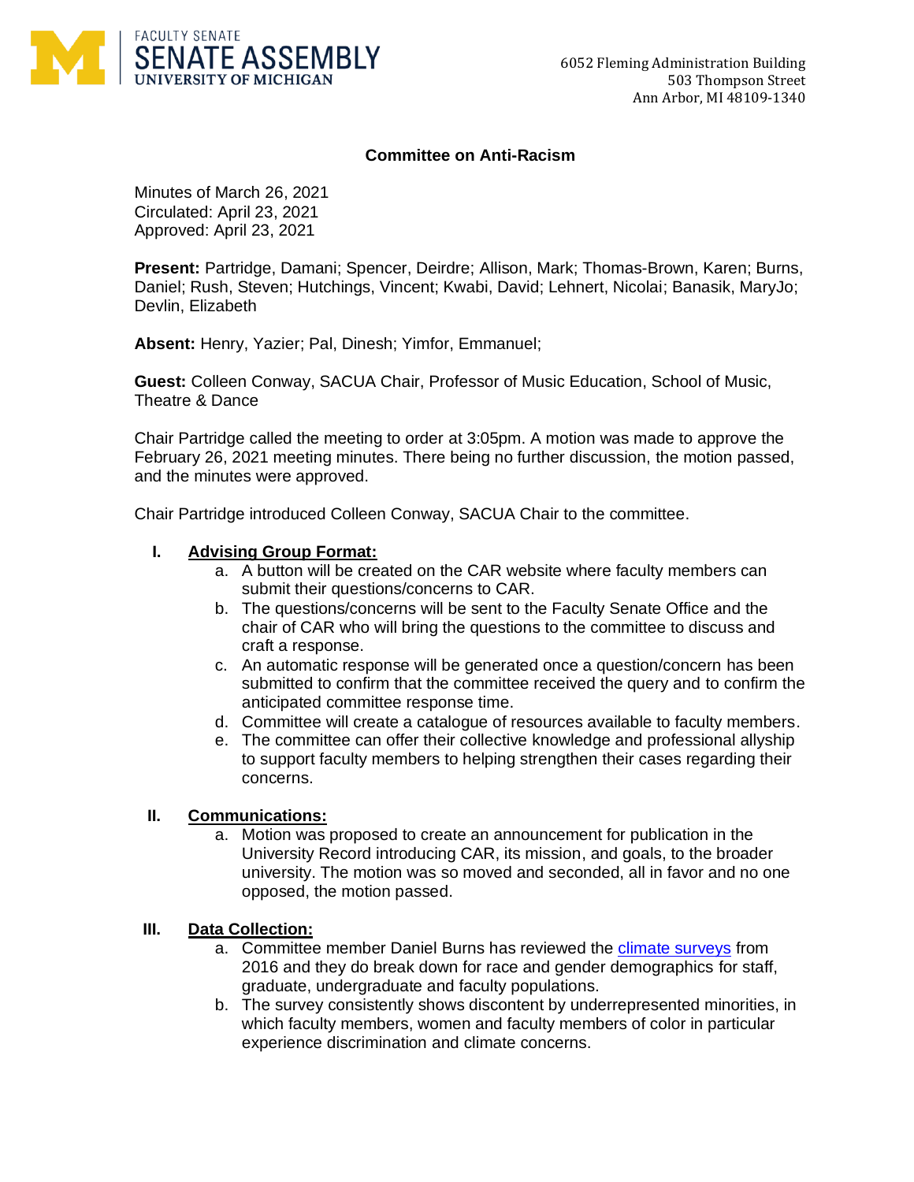FACULTY SENATE
SENATE ASSEMBLY
UNIVERSITY OF MICHIGAN

6052 Fleming Administration Building
503 Thompson Street
Ann Arbor, MI 48109-1340

## Committee on Anti-Racism

Minutes of March 26, 2021
Circulated: April 23, 2021
Approved: April 23, 2021

**Present:** Partridge, Damani; Spencer, Deirdre; Allison, Mark; Thomas-Brown, Karen; Burns, Daniel; Rush, Steven; Hutchings, Vincent; Kwabi, David; Lehnert, Nicolai; Banasik, MaryJo; Devlin, Elizabeth

**Absent:** Henry, Yazier; Pal, Dinesh; Yimfor, Emmanuel;

**Guest:** Colleen Conway, SACUA Chair, Professor of Music Education, School of Music, Theatre & Dance

Chair Partridge called the meeting to order at 3:05pm. A motion was made to approve the February 26, 2021 meeting minutes. There being no further discussion, the motion passed, and the minutes were approved.

Chair Partridge introduced Colleen Conway, SACUA Chair to the committee.

I. **Advising Group Format:**
   a. A button will be created on the CAR website where faculty members can submit their questions/concerns to CAR.
   b. The questions/concerns will be sent to the Faculty Senate Office and the chair of CAR who will bring the questions to the committee to discuss and craft a response.
   c. An automatic response will be generated once a question/concern has been submitted to confirm that the committee received the query and to confirm the anticipated committee response time.
   d. Committee will create a catalogue of resources available to faculty members.
   e. The committee can offer their collective knowledge and professional allyship to support faculty members to helping strengthen their cases regarding their concerns.

II. **Communications:**
   a. Motion was proposed to create an announcement for publication in the University Record introducing CAR, its mission, and goals, to the broader university. The motion was so moved and seconded, all in favor and no one opposed, the motion passed.

III. **Data Collection:**
   a. Committee member Daniel Burns has reviewed the climate surveys from 2016 and they do break down for race and gender demographics for staff, graduate, undergraduate and faculty populations.
   b. The survey consistently shows discontent by underrepresented minorities, in which faculty members, women and faculty members of color in particular experience discrimination and climate concerns.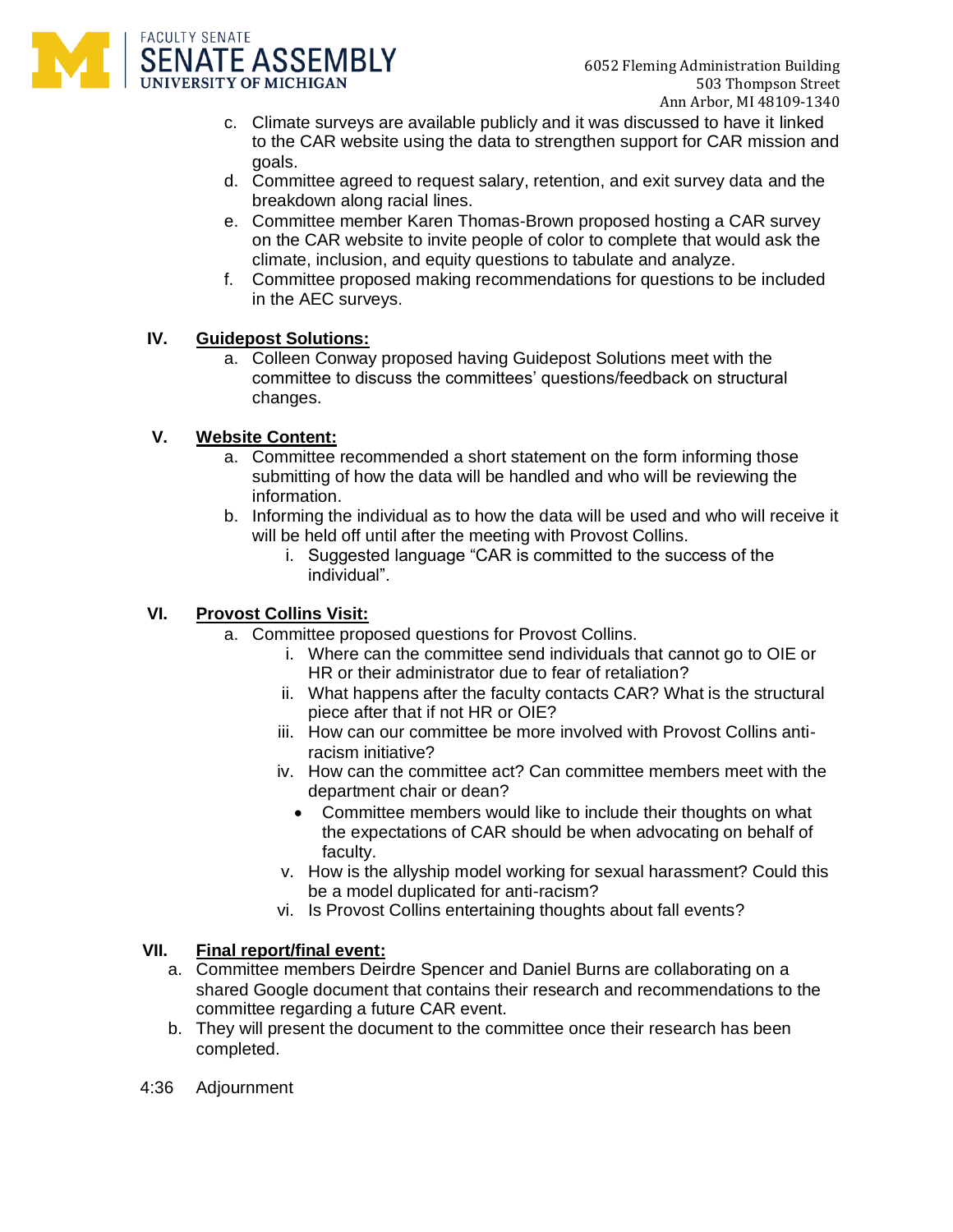c. Climate surveys are available publicly and it was discussed to have it linked to the CAR website using the data to strengthen support for CAR mission and goals.
d. Committee agreed to request salary, retention, and exit survey data and the breakdown along racial lines.
e. Committee member Karen Thomas-Brown proposed hosting a CAR survey on the CAR website to invite people of color to complete that would ask the climate, inclusion, and equity questions to tabulate and analyze.
f. Committee proposed making recommendations for questions to be included in the AEC surveys.

**IV. Guidepost Solutions:**

a. Colleen Conway proposed having Guidepost Solutions meet with the committee to discuss the committees' questions/feedback on structural changes.

**V. Website Content:**

a. Committee recommended a short statement on the form informing those submitting of how the data will be handled and who will be reviewing the information.
b. Informing the individual as to how the data will be used and who will receive it will be held off until after the meeting with Provost Collins.
   i. Suggested language "CAR is committed to the success of the individual".

**VI. Provost Collins Visit:**

a. Committee proposed questions for Provost Collins.
   i. Where can the committee send individuals that cannot go to OIE or HR or their administrator due to fear of retaliation?
   ii. What happens after the faculty contacts CAR? What is the structural piece after that if not HR or OIE?
   iii. How can our committee be more involved with Provost Collins anti-racism initiative?
   iv. How can the committee act? Can committee members meet with the department chair or dean?
      - Committee members would like to include their thoughts on what the expectations of CAR should be when advocating on behalf of faculty.
   v. How is the allyship model working for sexual harassment? Could this be a model duplicated for anti-racism?
   vi. Is Provost Collins entertaining thoughts about fall events?

**VII. Final report/final event:**

a. Committee members Deirdre Spencer and Daniel Burns are collaborating on a shared Google document that contains their research and recommendations to the committee regarding a future CAR event.
b. They will present the document to the committee once their research has been completed.

4:36 Adjournment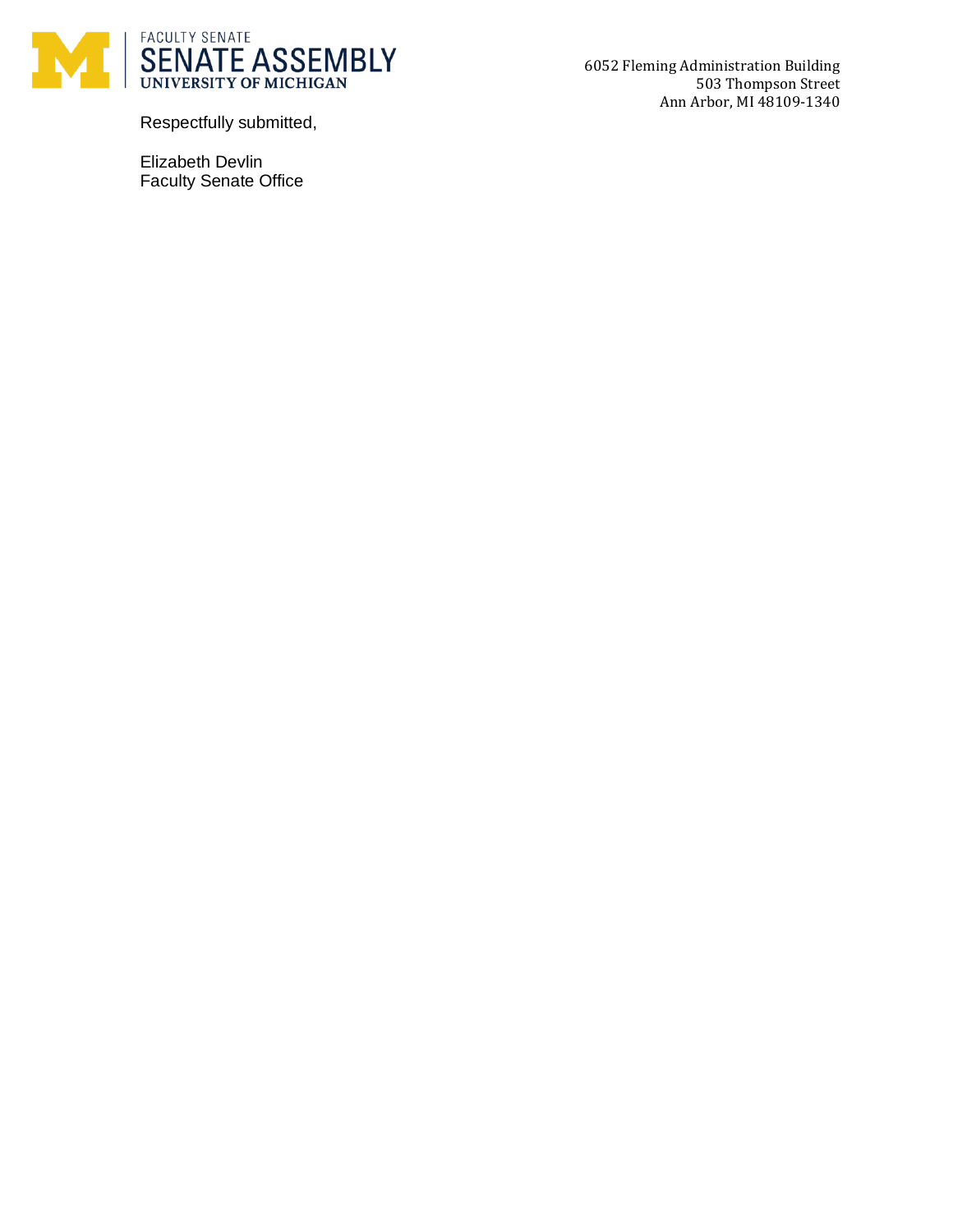Respectfully submitted,

Elizabeth Devlin
Faculty Senate Office